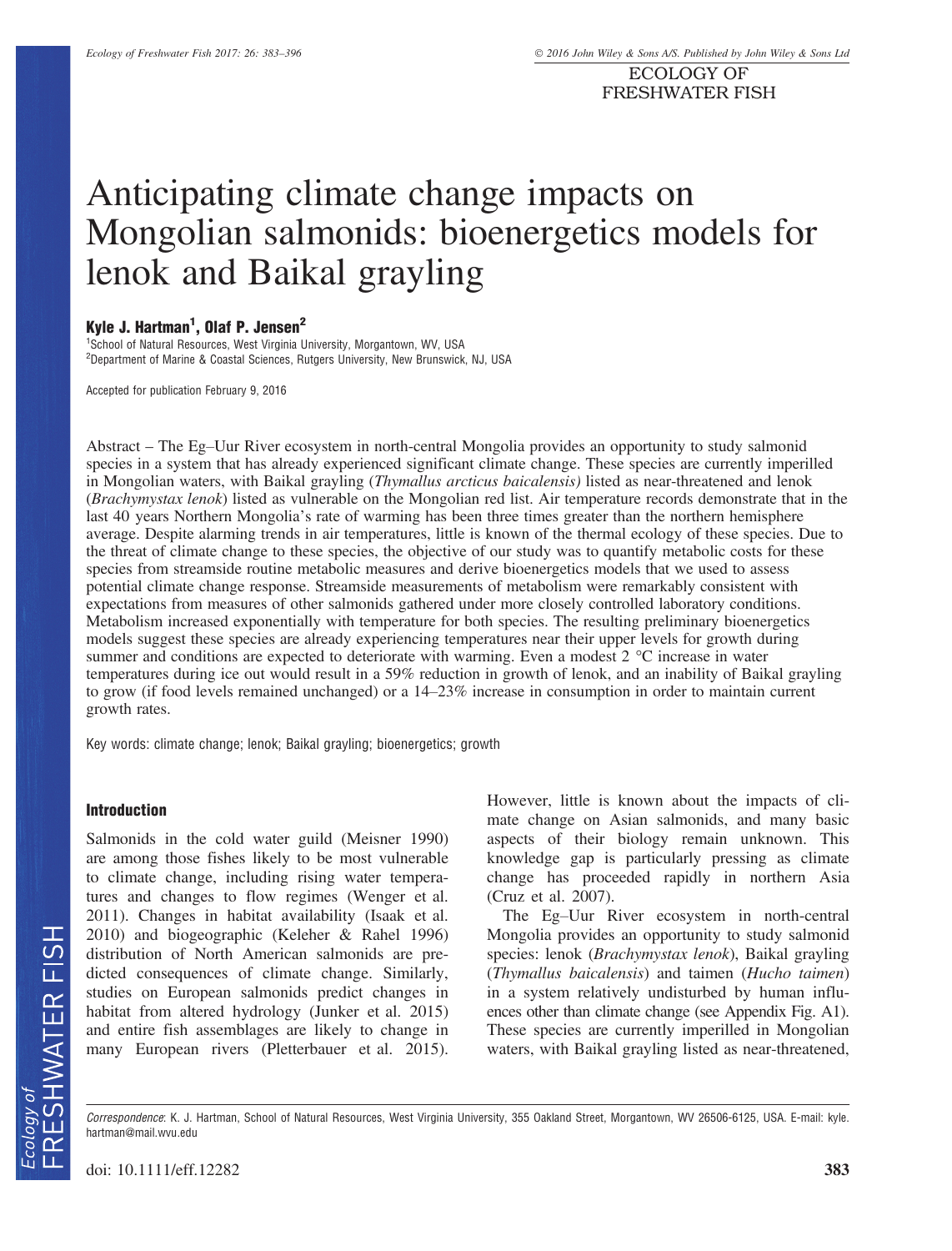# Anticipating climate change impacts on Mongolian salmonids: bioenergetics models for lenok and Baikal grayling

**Kyle J. Hartman[1], Olaf P. Jensen[2]**

[1]School of Natural Resources, West Virginia University, Morgantown, WV, USA
[2]Department of Marine & Coastal Sciences, Rutgers University, New Brunswick, NJ, USA

Accepted for publication February 9, 2016

Abstract – The Eg–Uur River ecosystem in north-central Mongolia provides an opportunity to study salmonid species in a system that has already experienced significant climate change. These species are currently imperilled in Mongolian waters, with Baikal grayling (*Thymallus arcticus baicalensis)* listed as near-threatened and lenok (*Brachymystax lenok*) listed as vulnerable on the Mongolian red list. Air temperature records demonstrate that in the last 40 years Northern Mongolia's rate of warming has been three times greater than the northern hemisphere average. Despite alarming trends in air temperatures, little is known of the thermal ecology of these species. Due to the threat of climate change to these species, the objective of our study was to quantify metabolic costs for these species from streamside routine metabolic measures and derive bioenergetics models that we used to assess potential climate change response. Streamside measurements of metabolism were remarkably consistent with expectations from measures of other salmonids gathered under more closely controlled laboratory conditions. Metabolism increased exponentially with temperature for both species. The resulting preliminary bioenergetics models suggest these species are already experiencing temperatures near their upper levels for growth during summer and conditions are expected to deteriorate with warming. Even a modest 2 °C increase in water temperatures during ice out would result in a 59% reduction in growth of lenok, and an inability of Baikal grayling to grow (if food levels remained unchanged) or a 14–23% increase in consumption in order to maintain current growth rates.

Key words: climate change; lenok; Baikal grayling; bioenergetics; growth

## Introduction

Salmonids in the cold water guild (Meisner 1990) are among those fishes likely to be most vulnerable to climate change, including rising water temperatures and changes to flow regimes (Wenger et al. 2011). Changes in habitat availability (Isaak et al. 2010) and biogeographic (Keleher & Rahel 1996) distribution of North American salmonids are predicted consequences of climate change. Similarly, studies on European salmonids predict changes in habitat from altered hydrology (Junker et al. 2015) and entire fish assemblages are likely to change in many European rivers (Pletterbauer et al. 2015). However, little is known about the impacts of climate change on Asian salmonids, and many basic aspects of their biology remain unknown. This knowledge gap is particularly pressing as climate change has proceeded rapidly in northern Asia (Cruz et al. 2007).

The Eg–Uur River ecosystem in north-central Mongolia provides an opportunity to study salmonid species: lenok (*Brachymystax lenok*), Baikal grayling (*Thymallus baicalensis*) and taimen (*Hucho taimen*) in a system relatively undisturbed by human influences other than climate change (see Appendix Fig. A1). These species are currently imperilled in Mongolian waters, with Baikal grayling listed as near-threatened,

*Correspondence:* K. J. Hartman, School of Natural Resources, West Virginia University, 355 Oakland Street, Morgantown, WV 26506-6125, USA. E-mail: kyle.hartman@mail.wvu.edu

doi: 10.1111/eff.12282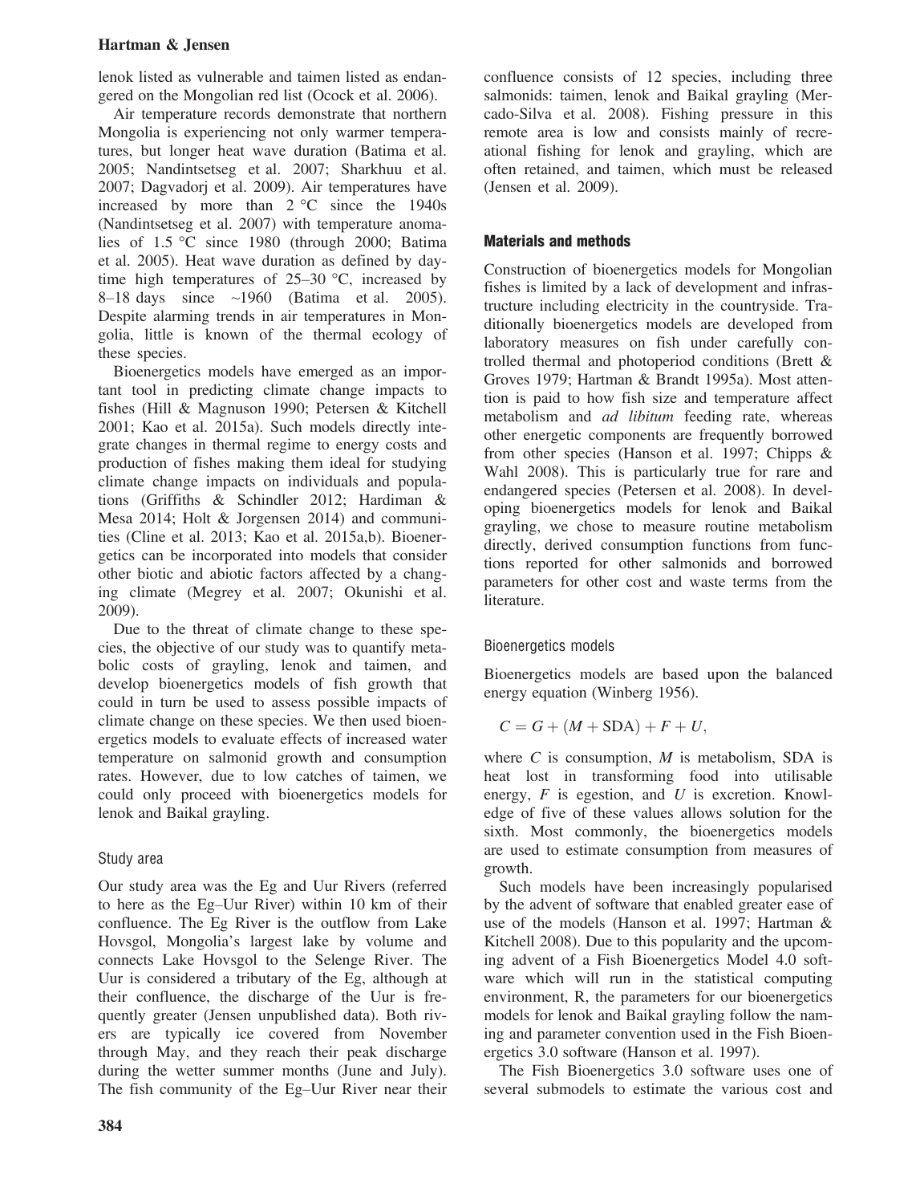lenok listed as vulnerable and taimen listed as endangered on the Mongolian red list (Ocock et al. 2006).

Air temperature records demonstrate that northern Mongolia is experiencing not only warmer temperatures, but longer heat wave duration (Batima et al. 2005; Nandintsetseg et al. 2007; Sharkhuu et al. 2007; Dagvadorj et al. 2009). Air temperatures have increased by more than 2 °C since the 1940s (Nandintsetseg et al. 2007) with temperature anomalies of 1.5 °C since 1980 (through 2000; Batima et al. 2005). Heat wave duration as defined by daytime high temperatures of 25–30 °C, increased by 8–18 days since ~1960 (Batima et al. 2005). Despite alarming trends in air temperatures in Mongolia, little is known of the thermal ecology of these species.

Bioenergetics models have emerged as an important tool in predicting climate change impacts to fishes (Hill & Magnuson 1990; Petersen & Kitchell 2001; Kao et al. 2015a). Such models directly integrate changes in thermal regime to energy costs and production of fishes making them ideal for studying climate change impacts on individuals and populations (Griffiths & Schindler 2012; Hardiman & Mesa 2014; Holt & Jorgensen 2014) and communities (Cline et al. 2013; Kao et al. 2015a,b). Bioenergetics can be incorporated into models that consider other biotic and abiotic factors affected by a changing climate (Megrey et al. 2007; Okunishi et al. 2009).

Due to the threat of climate change to these species, the objective of our study was to quantify metabolic costs of grayling, lenok and taimen, and develop bioenergetics models of fish growth that could in turn be used to assess possible impacts of climate change on these species. We then used bioenergetics models to evaluate effects of increased water temperature on salmonid growth and consumption rates. However, due to low catches of taimen, we could only proceed with bioenergetics models for lenok and Baikal grayling.

### Study area

Our study area was the Eg and Uur Rivers (referred to here as the Eg–Uur River) within 10 km of their confluence. The Eg River is the outflow from Lake Hovsgol, Mongolia's largest lake by volume and connects Lake Hovsgol to the Selenge River. The Uur is considered a tributary of the Eg, although at their confluence, the discharge of the Uur is frequently greater (Jensen unpublished data). Both rivers are typically ice covered from November through May, and they reach their peak discharge during the wetter summer months (June and July). The fish community of the Eg–Uur River near their confluence consists of 12 species, including three salmonids: taimen, lenok and Baikal grayling (Mercado-Silva et al. 2008). Fishing pressure in this remote area is low and consists mainly of recreational fishing for lenok and grayling, which are often retained, and taimen, which must be released (Jensen et al. 2009).

## Materials and methods

Construction of bioenergetics models for Mongolian fishes is limited by a lack of development and infrastructure including electricity in the countryside. Traditionally bioenergetics models are developed from laboratory measures on fish under carefully controlled thermal and photoperiod conditions (Brett & Groves 1979; Hartman & Brandt 1995a). Most attention is paid to how fish size and temperature affect metabolism and *ad libitum* feeding rate, whereas other energetic components are frequently borrowed from other species (Hanson et al. 1997; Chipps & Wahl 2008). This is particularly true for rare and endangered species (Petersen et al. 2008). In developing bioenergetics models for lenok and Baikal grayling, we chose to measure routine metabolism directly, derived consumption functions from functions reported for other salmonids and borrowed parameters for other cost and waste terms from the literature.

### Bioenergetics models

Bioenergetics models are based upon the balanced energy equation (Winberg 1956).

$$C = G + (M + \mathrm{SDA}) + F + U,$$

where $C$ is consumption, $M$ is metabolism, SDA is heat lost in transforming food into utilisable energy, $F$ is egestion, and $U$ is excretion. Knowledge of five of these values allows solution for the sixth. Most commonly, the bioenergetics models are used to estimate consumption from measures of growth.

Such models have been increasingly popularised by the advent of software that enabled greater ease of use of the models (Hanson et al. 1997; Hartman & Kitchell 2008). Due to this popularity and the upcoming advent of a Fish Bioenergetics Model 4.0 software which will run in the statistical computing environment, R, the parameters for our bioenergetics models for lenok and Baikal grayling follow the naming and parameter convention used in the Fish Bioenergetics 3.0 software (Hanson et al. 1997).

The Fish Bioenergetics 3.0 software uses one of several submodels to estimate the various cost and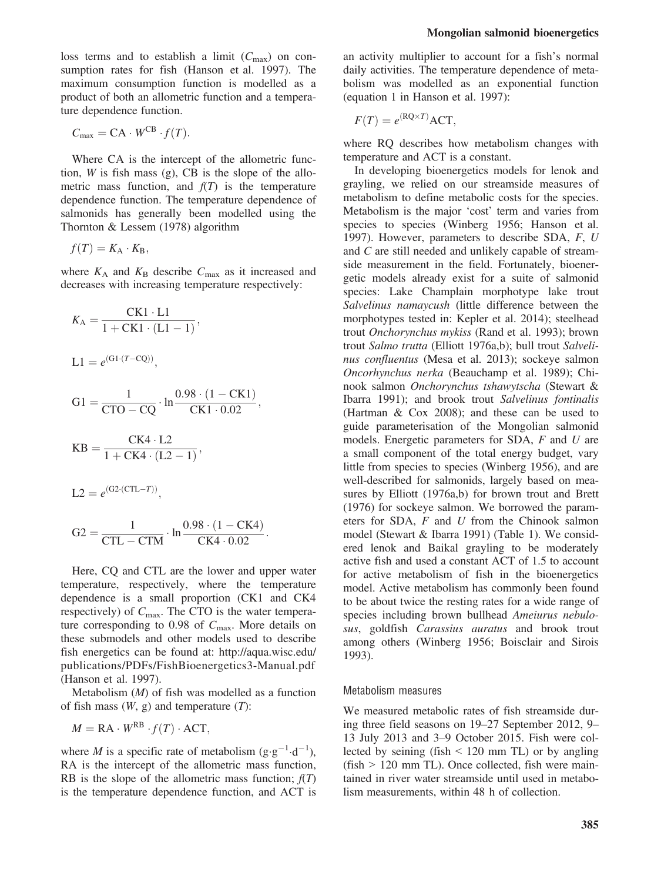loss terms and to establish a limit ($C_{max}$) on consumption rates for fish (Hanson et al. 1997). The maximum consumption function is modelled as a product of both an allometric function and a temperature dependence function.

$$C_{max} = \mathrm{CA} \cdot W^{\mathrm{CB}} \cdot f(T).$$

Where CA is the intercept of the allometric function, $W$ is fish mass (g), CB is the slope of the allometric mass function, and $f(T)$ is the temperature dependence function. The temperature dependence of salmonids has generally been modelled using the Thornton & Lessem (1978) algorithm

$$f(T) = K_A \cdot K_B,$$

where $K_A$ and $K_B$ describe $C_{max}$ as it increased and decreases with increasing temperature respectively:

$$K_A = \frac{\mathrm{CK1} \cdot \mathrm{L1}}{1 + \mathrm{CK1} \cdot (\mathrm{L1} - 1)},$$

$$\mathrm{L1} = e^{(\mathrm{G1} \cdot (T - \mathrm{CQ}))},$$

$$\mathrm{G1} = \frac{1}{\mathrm{CTO} - \mathrm{CQ}} \cdot \ln \frac{0.98 \cdot (1 - \mathrm{CK1})}{\mathrm{CK1} \cdot 0.02},$$

$$\mathrm{KB} = \frac{\mathrm{CK4} \cdot \mathrm{L2}}{1 + \mathrm{CK4} \cdot (\mathrm{L2} - 1)},$$

$$\mathrm{L2} = e^{(\mathrm{G2} \cdot (\mathrm{CTL} - T))},$$

$$\mathrm{G2} = \frac{1}{\mathrm{CTL} - \mathrm{CTM}} \cdot \ln \frac{0.98 \cdot (1 - \mathrm{CK4})}{\mathrm{CK4} \cdot 0.02}.$$

Here, CQ and CTL are the lower and upper water temperature, respectively, where the temperature dependence is a small proportion (CK1 and CK4 respectively) of $C_{max}$. The CTO is the water temperature corresponding to 0.98 of $C_{max}$. More details on these submodels and other models used to describe fish energetics can be found at: http://aqua.wisc.edu/publications/PDFs/FishBioenergetics3-Manual.pdf (Hanson et al. 1997).

Metabolism ($M$) of fish was modelled as a function of fish mass ($W$, g) and temperature ($T$):

$$M = \mathrm{RA} \cdot W^{\mathrm{RB}} \cdot f(T) \cdot \mathrm{ACT},$$

where $M$ is a specific rate of metabolism ($\mathrm{g \cdot g^{-1} \cdot d^{-1}}$), RA is the intercept of the allometric mass function, RB is the slope of the allometric mass function; $f(T)$ is the temperature dependence function, and ACT is an activity multiplier to account for a fish's normal daily activities. The temperature dependence of metabolism was modelled as an exponential function (equation 1 in Hanson et al. 1997):

$$F(T) = e^{(\mathrm{RQ} \times T)} \mathrm{ACT},$$

where RQ describes how metabolism changes with temperature and ACT is a constant.

In developing bioenergetics models for lenok and grayling, we relied on our streamside measures of metabolism to define metabolic costs for the species. Metabolism is the major 'cost' term and varies from species to species (Winberg 1956; Hanson et al. 1997). However, parameters to describe SDA, $F$, $U$ and $C$ are still needed and unlikely capable of streamside measurement in the field. Fortunately, bioenergetic models already exist for a suite of salmonid species: Lake Champlain morphotype lake trout *Salvelinus namaycush* (little difference between the morphotypes tested in: Kepler et al. 2014); steelhead trout *Onchorynchus mykiss* (Rand et al. 1993); brown trout *Salmo trutta* (Elliott 1976a,b); bull trout *Salvelinus confluentus* (Mesa et al. 2013); sockeye salmon *Oncorhynchus nerka* (Beauchamp et al. 1989); Chinook salmon *Onchorynchus tshawytscha* (Stewart & Ibarra 1991); and brook trout *Salvelinus fontinalis* (Hartman & Cox 2008); and these can be used to guide parameterisation of the Mongolian salmonid models. Energetic parameters for SDA, $F$ and $U$ are a small component of the total energy budget, vary little from species to species (Winberg 1956), and are well-described for salmonids, largely based on measures by Elliott (1976a,b) for brown trout and Brett (1976) for sockeye salmon. We borrowed the parameters for SDA, $F$ and $U$ from the Chinook salmon model (Stewart & Ibarra 1991) (Table 1). We considered lenok and Baikal grayling to be moderately active fish and used a constant ACT of 1.5 to account for active metabolism of fish in the bioenergetics model. Active metabolism has commonly been found to be about twice the resting rates for a wide range of species including brown bullhead *Ameiurus nebulosus*, goldfish *Carassius auratus* and brook trout among others (Winberg 1956; Boisclair and Sirois 1993).

### Metabolism measures

We measured metabolic rates of fish streamside during three field seasons on 19–27 September 2012, 9–13 July 2013 and 3–9 October 2015. Fish were collected by seining (fish < 120 mm TL) or by angling (fish > 120 mm TL). Once collected, fish were maintained in river water streamside until used in metabolism measurements, within 48 h of collection.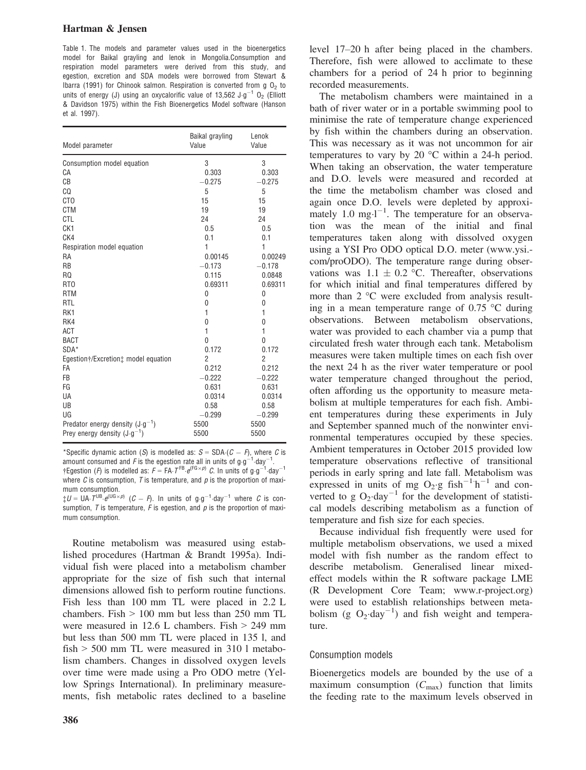Table 1. The models and parameter values used in the bioenergetics model for Baikal grayling and lenok in Mongolia.Consumption and respiration model parameters were derived from this study, and egestion, excretion and SDA models were borrowed from Stewart & Ibarra (1991) for Chinook salmon. Respiration is converted from g $O_2$ to units of energy (J) using an oxycalorific value of 13,562 J·g$^{-1}$ $O_2$ (Elliott & Davidson 1975) within the Fish Bioenergetics Model software (Hanson et al. 1997).

| Model parameter | Baikal grayling Value | Lenok Value |
|---|---|---|
| Consumption model equation | 3 | 3 |
| CA | 0.303 | 0.303 |
| CB | −0.275 | −0.275 |
| CQ | 5 | 5 |
| CTO | 15 | 15 |
| CTM | 19 | 19 |
| CTL | 24 | 24 |
| CK1 | 0.5 | 0.5 |
| CK4 | 0.1 | 0.1 |
| Respiration model equation | 1 | 1 |
| RA | 0.00145 | 0.00249 |
| RB | −0.173 | −0.178 |
| RQ | 0.115 | 0.0848 |
| RTO | 0.69311 | 0.69311 |
| RTM | 0 | 0 |
| RTL | 0 | 0 |
| RK1 | 1 | 1 |
| RK4 | 0 | 0 |
| ACT | 1 | 1 |
| BACT | 0 | 0 |
| SDA* | 0.172 | 0.172 |
| Egestion†/Excretion‡ model equation | 2 | 2 |
| FA | 0.212 | 0.212 |
| FB | −0.222 | −0.222 |
| FG | 0.631 | 0.631 |
| UA | 0.0314 | 0.0314 |
| UB | 0.58 | 0.58 |
| UG | −0.299 | −0.299 |
| Predator energy density (J·g$^{-1}$) | 5500 | 5500 |
| Prey energy density (J·g$^{-1}$) | 5500 | 5500 |

*Specific dynamic action ($S$) is modelled as: $S = \text{SDA}\cdot(C - F)$, where $C$ is amount consumed and $F$ is the egestion rate all in units of g·g$^{-1}$·day$^{-1}$.
†Egestion ($F$) is modelled as: $F = \text{FA}\cdot T^{\text{FB}}\cdot e^{(\text{FG}\times p)}\ C$. In units of g·g$^{-1}$·day$^{-1}$ where $C$ is consumption, $T$ is temperature, and $p$ is the proportion of maximum consumption.
‡$U = \text{UA}\cdot T^{\text{UB}}\cdot e^{(\text{UG}\times p)}\ (C - F)$. In units of g·g$^{-1}$·day$^{-1}$ where $C$ is consumption, $T$ is temperature, $F$ is egestion, and $p$ is the proportion of maximum consumption.

Routine metabolism was measured using established procedures (Hartman & Brandt 1995a). Individual fish were placed into a metabolism chamber appropriate for the size of fish such that internal dimensions allowed fish to perform routine functions. Fish less than 100 mm TL were placed in 2.2 L chambers. Fish > 100 mm but less than 250 mm TL were measured in 12.6 L chambers. Fish > 249 mm but less than 500 mm TL were placed in 135 l, and fish > 500 mm TL were measured in 310 l metabolism chambers. Changes in dissolved oxygen levels over time were made using a Pro ODO metre (Yellow Springs International). In preliminary measurements, fish metabolic rates declined to a baseline level 17–20 h after being placed in the chambers. Therefore, fish were allowed to acclimate to these chambers for a period of 24 h prior to beginning recorded measurements.

The metabolism chambers were maintained in a bath of river water or in a portable swimming pool to minimise the rate of temperature change experienced by fish within the chambers during an observation. This was necessary as it was not uncommon for air temperatures to vary by 20 °C within a 24-h period. When taking an observation, the water temperature and D.O. levels were measured and recorded at the time the metabolism chamber was closed and again once D.O. levels were depleted by approximately 1.0 mg·l$^{-1}$. The temperature for an observation was the mean of the initial and final temperatures taken along with dissolved oxygen using a YSI Pro ODO optical D.O. meter (www.ysi.com/proODO). The temperature range during observations was 1.1 ± 0.2 °C. Thereafter, observations for which initial and final temperatures differed by more than 2 °C were excluded from analysis resulting in a mean temperature range of 0.75 °C during observations. Between metabolism observations, water was provided to each chamber via a pump that circulated fresh water through each tank. Metabolism measures were taken multiple times on each fish over the next 24 h as the river water temperature or pool water temperature changed throughout the period, often affording us the opportunity to measure metabolism at multiple temperatures for each fish. Ambient temperatures during these experiments in July and September spanned much of the nonwinter environmental temperatures occupied by these species. Ambient temperatures in October 2015 provided low temperature observations reflective of transitional periods in early spring and late fall. Metabolism was expressed in units of mg $O_2$·g fish$^{-1}$·h$^{-1}$ and converted to g $O_2$·day$^{-1}$ for the development of statistical models describing metabolism as a function of temperature and fish size for each species.

Because individual fish frequently were used for multiple metabolism observations, we used a mixed model with fish number as the random effect to describe metabolism. Generalised linear mixed-effect models within the R software package LME (R Development Core Team; www.r-project.org) were used to establish relationships between metabolism (g $O_2$·day$^{-1}$) and fish weight and temperature.

### Consumption models

Bioenergetics models are bounded by the use of a maximum consumption ($C_{max}$) function that limits the feeding rate to the maximum levels observed in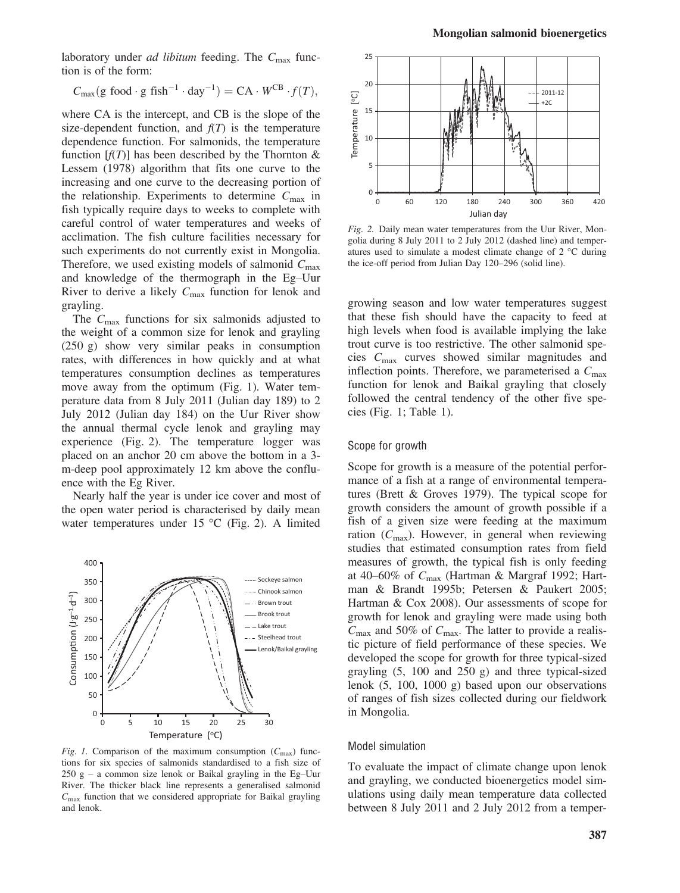laboratory under *ad libitum* feeding. The $C_{max}$ function is of the form:

$$C_{max}(\text{g food} \cdot \text{g fish}^{-1} \cdot \text{day}^{-1}) = \text{CA} \cdot W^{\text{CB}} \cdot f(T),$$

where CA is the intercept, and CB is the slope of the size-dependent function, and $f(T)$ is the temperature dependence function. For salmonids, the temperature function [$f(T)$] has been described by the Thornton & Lessem (1978) algorithm that fits one curve to the increasing and one curve to the decreasing portion of the relationship. Experiments to determine $C_{max}$ in fish typically require days to weeks to complete with careful control of water temperatures and weeks of acclimation. The fish culture facilities necessary for such experiments do not currently exist in Mongolia. Therefore, we used existing models of salmonid $C_{max}$ and knowledge of the thermograph in the Eg–Uur River to derive a likely $C_{max}$ function for lenok and grayling.

The $C_{max}$ functions for six salmonids adjusted to the weight of a common size for lenok and grayling (250 g) show very similar peaks in consumption rates, with differences in how quickly and at what temperatures consumption declines as temperatures move away from the optimum (Fig. 1). Water temperature data from 8 July 2011 (Julian day 189) to 2 July 2012 (Julian day 184) on the Uur River show the annual thermal cycle lenok and grayling may experience (Fig. 2). The temperature logger was placed on an anchor 20 cm above the bottom in a 3-m-deep pool approximately 12 km above the confluence with the Eg River.

Nearly half the year is under ice cover and most of the open water period is characterised by daily mean water temperatures under 15 °C (Fig. 2). A limited growing season and low water temperatures suggest that these fish should have the capacity to feed at high levels when food is available implying the lake trout curve is too restrictive. The other salmonid species $C_{max}$ curves showed similar magnitudes and inflection points. Therefore, we parameterised a $C_{max}$ function for lenok and Baikal grayling that closely followed the central tendency of the other five species (Fig. 1; Table 1).

*Fig. 1.* Comparison of the maximum consumption ($C_{max}$) functions for six species of salmonids standardised to a fish size of 250 g – a common size lenok or Baikal grayling in the Eg–Uur River. The thicker black line represents a generalised salmonid $C_{max}$ function that we considered appropriate for Baikal grayling and lenok.

*Fig. 2.* Daily mean water temperatures from the Uur River, Mongolia during 8 July 2011 to 2 July 2012 (dashed line) and temperatures used to simulate a modest climate change of 2 °C during the ice-off period from Julian Day 120–296 (solid line).

### Scope for growth

Scope for growth is a measure of the potential performance of a fish at a range of environmental temperatures (Brett & Groves 1979). The typical scope for growth considers the amount of growth possible if a fish of a given size were feeding at the maximum ration ($C_{max}$). However, in general when reviewing studies that estimated consumption rates from field measures of growth, the typical fish is only feeding at 40–60% of $C_{max}$ (Hartman & Margraf 1992; Hartman & Brandt 1995b; Petersen & Paukert 2005; Hartman & Cox 2008). Our assessments of scope for growth for lenok and grayling were made using both $C_{max}$ and 50% of $C_{max}$. The latter to provide a realistic picture of field performance of these species. We developed the scope for growth for three typical-sized grayling (5, 100 and 250 g) and three typical-sized lenok (5, 100, 1000 g) based upon our observations of ranges of fish sizes collected during our fieldwork in Mongolia.

### Model simulation

To evaluate the impact of climate change upon lenok and grayling, we conducted bioenergetics model simulations using daily mean temperature data collected between 8 July 2011 and 2 July 2012 from a temper-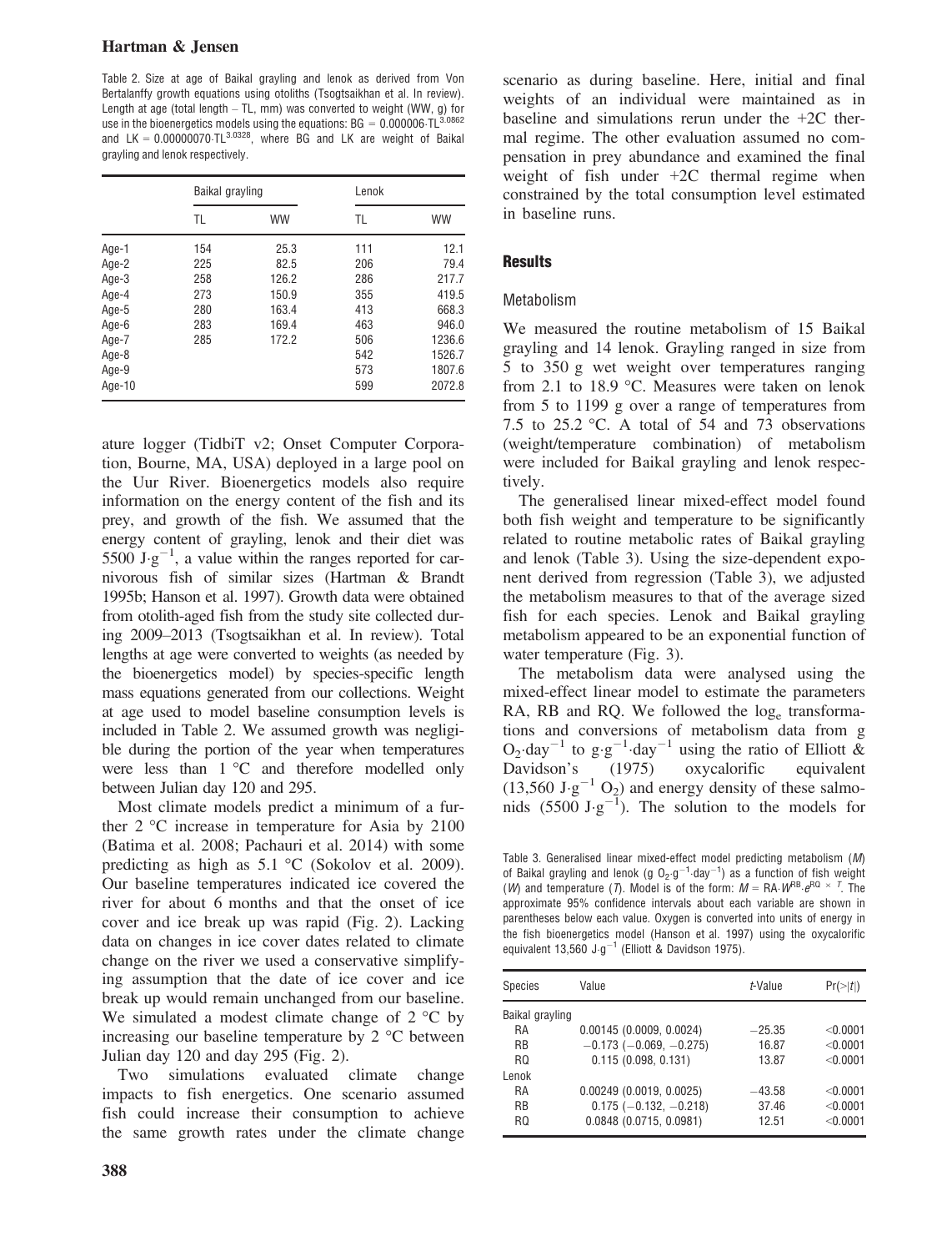Table 2. Size at age of Baikal grayling and lenok as derived from Von Bertalanffy growth equations using otoliths (Tsogtsaikhan et al. In review). Length at age (total length – TL, mm) was converted to weight (WW, g) for use in the bioenergetics models using the equations: $BG = 0.000006 \cdot TL^{3.0862}$ and $LK = 0.00000070 \cdot TL^{3.0328}$, where BG and LK are weight of Baikal grayling and lenok respectively.

| | Baikal grayling | | Lenok | |
|---|---|---|---|---|
| | TL | WW | TL | WW |
| Age-1 | 154 | 25.3 | 111 | 12.1 |
| Age-2 | 225 | 82.5 | 206 | 79.4 |
| Age-3 | 258 | 126.2 | 286 | 217.7 |
| Age-4 | 273 | 150.9 | 355 | 419.5 |
| Age-5 | 280 | 163.4 | 413 | 668.3 |
| Age-6 | 283 | 169.4 | 463 | 946.0 |
| Age-7 | 285 | 172.2 | 506 | 1236.6 |
| Age-8 | | | 542 | 1526.7 |
| Age-9 | | | 573 | 1807.6 |
| Age-10 | | | 599 | 2072.8 |

ature logger (TidbiT v2; Onset Computer Corporation, Bourne, MA, USA) deployed in a large pool on the Uur River. Bioenergetics models also require information on the energy content of the fish and its prey, and growth of the fish. We assumed that the energy content of grayling, lenok and their diet was 5500 $J \cdot g^{-1}$, a value within the ranges reported for carnivorous fish of similar sizes (Hartman & Brandt 1995b; Hanson et al. 1997). Growth data were obtained from otolith-aged fish from the study site collected during 2009–2013 (Tsogtsaikhan et al. In review). Total lengths at age were converted to weights (as needed by the bioenergetics model) by species-specific length mass equations generated from our collections. Weight at age used to model baseline consumption levels is included in Table 2. We assumed growth was negligible during the portion of the year when temperatures were less than 1 °C and therefore modelled only between Julian day 120 and 295.

Most climate models predict a minimum of a further 2 °C increase in temperature for Asia by 2100 (Batima et al. 2008; Pachauri et al. 2014) with some predicting as high as 5.1 °C (Sokolov et al. 2009). Our baseline temperatures indicated ice covered the river for about 6 months and that the onset of ice cover and ice break up was rapid (Fig. 2). Lacking data on changes in ice cover dates related to climate change on the river we used a conservative simplifying assumption that the date of ice cover and ice break up would remain unchanged from our baseline. We simulated a modest climate change of 2 °C by increasing our baseline temperature by 2 °C between Julian day 120 and day 295 (Fig. 2).

Two simulations evaluated climate change impacts to fish energetics. One scenario assumed fish could increase their consumption to achieve the same growth rates under the climate change scenario as during baseline. Here, initial and final weights of an individual were maintained as in baseline and simulations rerun under the +2C thermal regime. The other evaluation assumed no compensation in prey abundance and examined the final weight of fish under +2C thermal regime when constrained by the total consumption level estimated in baseline runs.

## Results

### Metabolism

We measured the routine metabolism of 15 Baikal grayling and 14 lenok. Grayling ranged in size from 5 to 350 g wet weight over temperatures ranging from 2.1 to 18.9 °C. Measures were taken on lenok from 5 to 1199 g over a range of temperatures from 7.5 to 25.2 °C. A total of 54 and 73 observations (weight/temperature combination) of metabolism were included for Baikal grayling and lenok respectively.

The generalised linear mixed-effect model found both fish weight and temperature to be significantly related to routine metabolic rates of Baikal grayling and lenok (Table 3). Using the size-dependent exponent derived from regression (Table 3), we adjusted the metabolism measures to that of the average sized fish for each species. Lenok and Baikal grayling metabolism appeared to be an exponential function of water temperature (Fig. 3).

The metabolism data were analysed using the mixed-effect linear model to estimate the parameters RA, RB and RQ. We followed the $\log_e$ transformations and conversions of metabolism data from g $O_2 \cdot day^{-1}$ to $g \cdot g^{-1} \cdot day^{-1}$ using the ratio of Elliott & Davidson's (1975) oxycalorific equivalent (13,560 $J \cdot g^{-1}$ $O_2$) and energy density of these salmonids (5500 $J \cdot g^{-1}$). The solution to the models for

Table 3. Generalised linear mixed-effect model predicting metabolism ($M$) of Baikal grayling and lenok (g $O_2 \cdot g^{-1} \cdot day^{-1}$) as a function of fish weight ($W$) and temperature ($T$). Model is of the form: $M = RA \cdot W^{RB} \cdot e^{RQ \times T}$. The approximate 95% confidence intervals about each variable are shown in parentheses below each value. Oxygen is converted into units of energy in the fish bioenergetics model (Hanson et al. 1997) using the oxycalorific equivalent 13,560 $J \cdot g^{-1}$ (Elliott & Davidson 1975).

| Species | Value | $t$-Value | $Pr(>\|t\|)$ |
|---|---|---|---|
| Baikal grayling | | | |
| RA | 0.00145 (0.0009, 0.0024) | −25.35 | <0.0001 |
| RB | −0.173 (−0.069, −0.275) | 16.87 | <0.0001 |
| RQ | 0.115 (0.098, 0.131) | 13.87 | <0.0001 |
| Lenok | | | |
| RA | 0.00249 (0.0019, 0.0025) | −43.58 | <0.0001 |
| RB | 0.175 (−0.132, −0.218) | 37.46 | <0.0001 |
| RQ | 0.0848 (0.0715, 0.0981) | 12.51 | <0.0001 |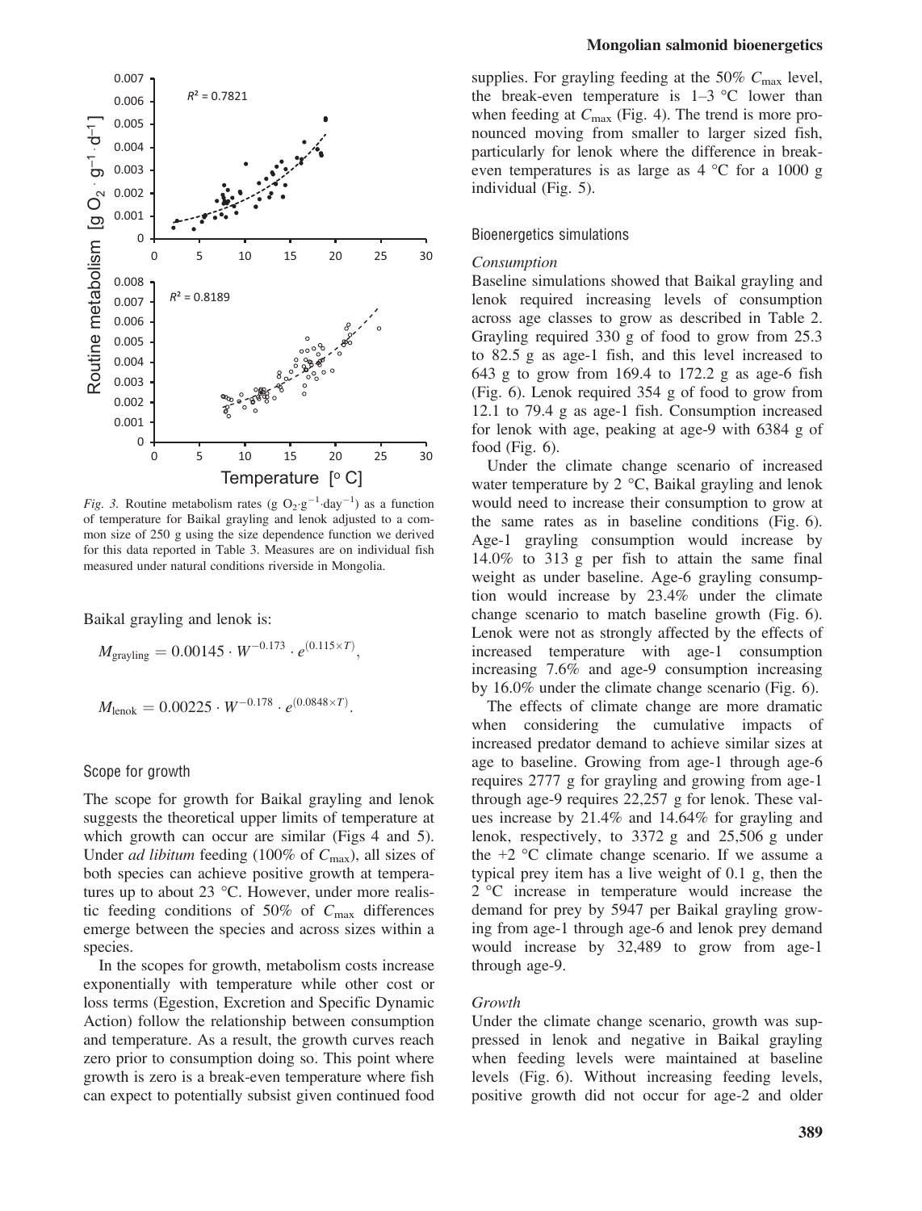*Fig. 3.* Routine metabolism rates (g $O_2 \cdot g^{-1} \cdot day^{-1}$) as a function of temperature for Baikal grayling and lenok adjusted to a common size of 250 g using the size dependence function we derived for this data reported in Table 3. Measures are on individual fish measured under natural conditions riverside in Mongolia.

Baikal grayling and lenok is:

$$M_{\text{grayling}} = 0.00145 \cdot W^{-0.173} \cdot e^{(0.115 \times T)},$$

$$M_{\text{lenok}} = 0.00225 \cdot W^{-0.178} \cdot e^{(0.0848 \times T)}.$$

## Scope for growth

The scope for growth for Baikal grayling and lenok suggests the theoretical upper limits of temperature at which growth can occur are similar (Figs 4 and 5). Under *ad libitum* feeding (100% of $C_{\max}$), all sizes of both species can achieve positive growth at temperatures up to about 23 °C. However, under more realistic feeding conditions of 50% of $C_{\max}$ differences emerge between the species and across sizes within a species.

In the scopes for growth, metabolism costs increase exponentially with temperature while other cost or loss terms (Egestion, Excretion and Specific Dynamic Action) follow the relationship between consumption and temperature. As a result, the growth curves reach zero prior to consumption doing so. This point where growth is zero is a break-even temperature where fish can expect to potentially subsist given continued food supplies. For grayling feeding at the 50% $C_{\max}$ level, the break-even temperature is 1–3 °C lower than when feeding at $C_{\max}$ (Fig. 4). The trend is more pronounced moving from smaller to larger sized fish, particularly for lenok where the difference in break-even temperatures is as large as 4 °C for a 1000 g individual (Fig. 5).

## Bioenergetics simulations

### *Consumption*

Baseline simulations showed that Baikal grayling and lenok required increasing levels of consumption across age classes to grow as described in Table 2. Grayling required 330 g of food to grow from 25.3 to 82.5 g as age-1 fish, and this level increased to 643 g to grow from 169.4 to 172.2 g as age-6 fish (Fig. 6). Lenok required 354 g of food to grow from 12.1 to 79.4 g as age-1 fish. Consumption increased for lenok with age, peaking at age-9 with 6384 g of food (Fig. 6).

Under the climate change scenario of increased water temperature by 2 °C, Baikal grayling and lenok would need to increase their consumption to grow at the same rates as in baseline conditions (Fig. 6). Age-1 grayling consumption would increase by 14.0% to 313 g per fish to attain the same final weight as under baseline. Age-6 grayling consumption would increase by 23.4% under the climate change scenario to match baseline growth (Fig. 6). Lenok were not as strongly affected by the effects of increased temperature with age-1 consumption increasing 7.6% and age-9 consumption increasing by 16.0% under the climate change scenario (Fig. 6).

The effects of climate change are more dramatic when considering the cumulative impacts of increased predator demand to achieve similar sizes at age to baseline. Growing from age-1 through age-6 requires 2777 g for grayling and growing from age-1 through age-9 requires 22,257 g for lenok. These values increase by 21.4% and 14.64% for grayling and lenok, respectively, to 3372 g and 25,506 g under the +2 °C climate change scenario. If we assume a typical prey item has a live weight of 0.1 g, then the 2 °C increase in temperature would increase the demand for prey by 5947 per Baikal grayling growing from age-1 through age-6 and lenok prey demand would increase by 32,489 to grow from age-1 through age-9.

### *Growth*

Under the climate change scenario, growth was suppressed in lenok and negative in Baikal grayling when feeding levels were maintained at baseline levels (Fig. 6). Without increasing feeding levels, positive growth did not occur for age-2 and older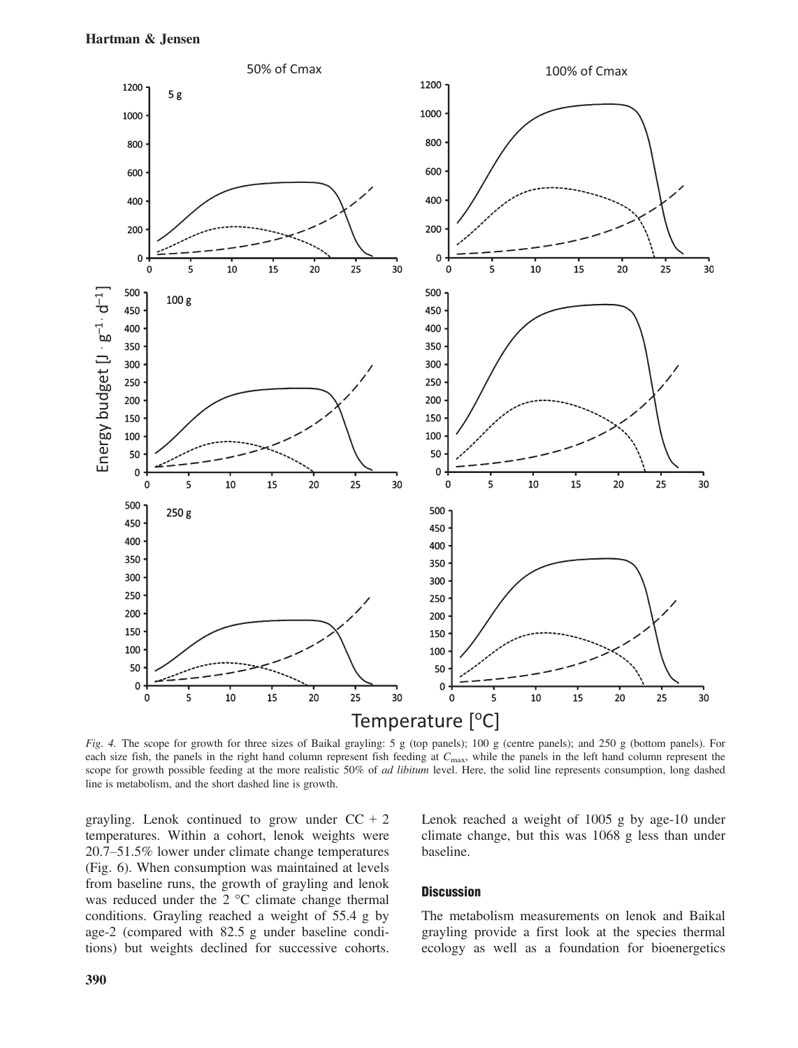*Fig. 4.* The scope for growth for three sizes of Baikal grayling: 5 g (top panels); 100 g (centre panels); and 250 g (bottom panels). For each size fish, the panels in the right hand column represent fish feeding at $C_{max}$, while the panels in the left hand column represent the scope for growth possible feeding at the more realistic 50% of *ad libitum* level. Here, the solid line represents consumption, long dashed line is metabolism, and the short dashed line is growth.

grayling. Lenok continued to grow under CC + 2 temperatures. Within a cohort, lenok weights were 20.7–51.5% lower under climate change temperatures (Fig. 6). When consumption was maintained at levels from baseline runs, the growth of grayling and lenok was reduced under the 2 °C climate change thermal conditions. Grayling reached a weight of 55.4 g by age-2 (compared with 82.5 g under baseline conditions) but weights declined for successive cohorts. Lenok reached a weight of 1005 g by age-10 under climate change, but this was 1068 g less than under baseline.

## Discussion

The metabolism measurements on lenok and Baikal grayling provide a first look at the species thermal ecology as well as a foundation for bioenergetics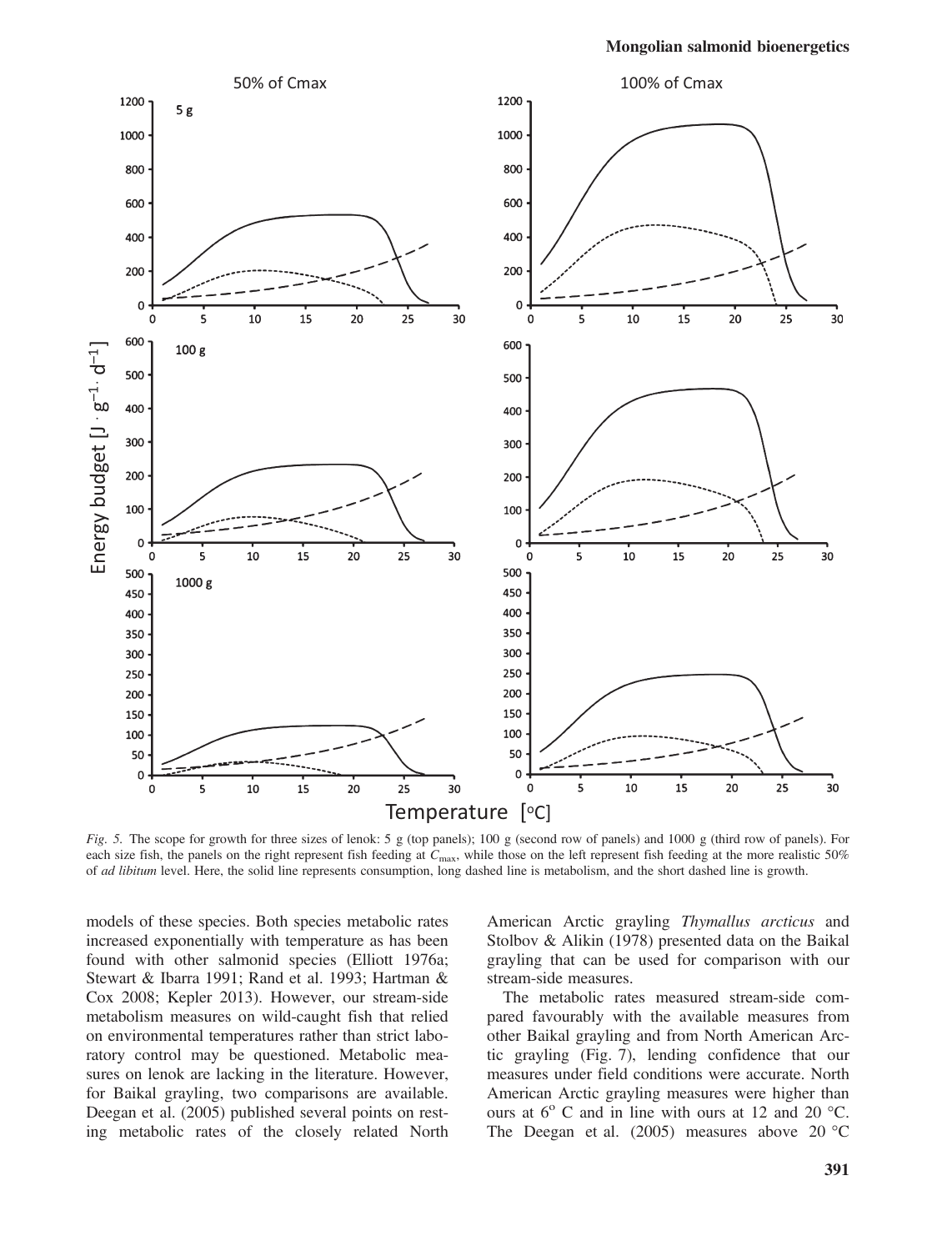*Fig. 5.* The scope for growth for three sizes of lenok: 5 g (top panels); 100 g (second row of panels) and 1000 g (third row of panels). For each size fish, the panels on the right represent fish feeding at $C_{max}$, while those on the left represent fish feeding at the more realistic 50% of *ad libitum* level. Here, the solid line represents consumption, long dashed line is metabolism, and the short dashed line is growth.

models of these species. Both species metabolic rates increased exponentially with temperature as has been found with other salmonid species (Elliott 1976a; Stewart & Ibarra 1991; Rand et al. 1993; Hartman & Cox 2008; Kepler 2013). However, our stream-side metabolism measures on wild-caught fish that relied on environmental temperatures rather than strict laboratory control may be questioned. Metabolic measures on lenok are lacking in the literature. However, for Baikal grayling, two comparisons are available. Deegan et al. (2005) published several points on resting metabolic rates of the closely related North American Arctic grayling *Thymallus arcticus* and Stolbov & Alikin (1978) presented data on the Baikal grayling that can be used for comparison with our stream-side measures.

The metabolic rates measured stream-side compared favourably with the available measures from other Baikal grayling and from North American Arctic grayling (Fig. 7), lending confidence that our measures under field conditions were accurate. North American Arctic grayling measures were higher than ours at 6° C and in line with ours at 12 and 20 °C. The Deegan et al. (2005) measures above 20 °C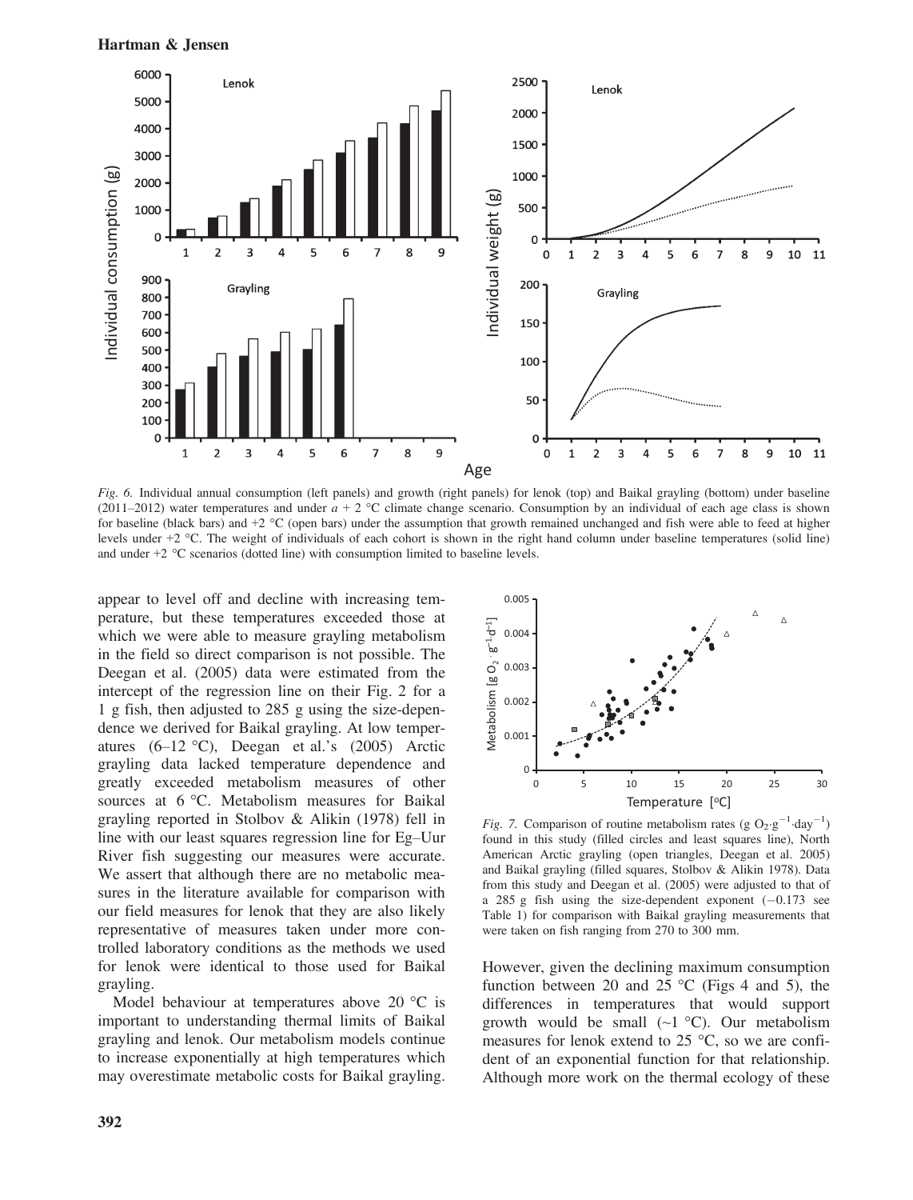*Fig. 6.* Individual annual consumption (left panels) and growth (right panels) for lenok (top) and Baikal grayling (bottom) under baseline (2011–2012) water temperatures and under *a* + 2 °C climate change scenario. Consumption by an individual of each age class is shown for baseline (black bars) and +2 °C (open bars) under the assumption that growth remained unchanged and fish were able to feed at higher levels under +2 °C. The weight of individuals of each cohort is shown in the right hand column under baseline temperatures (solid line) and under +2 °C scenarios (dotted line) with consumption limited to baseline levels.

appear to level off and decline with increasing temperature, but these temperatures exceeded those at which we were able to measure grayling metabolism in the field so direct comparison is not possible. The Deegan et al. (2005) data were estimated from the intercept of the regression line on their Fig. 2 for a 1 g fish, then adjusted to 285 g using the size-dependence we derived for Baikal grayling. At low temperatures (6–12 °C), Deegan et al.'s (2005) Arctic grayling data lacked temperature dependence and greatly exceeded metabolism measures of other sources at 6 °C. Metabolism measures for Baikal grayling reported in Stolbov & Alikin (1978) fell in line with our least squares regression line for Eg–Uur River fish suggesting our measures were accurate. We assert that although there are no metabolic measures in the literature available for comparison with our field measures for lenok that they are also likely representative of measures taken under more controlled laboratory conditions as the methods we used for lenok were identical to those used for Baikal grayling.

Model behaviour at temperatures above 20 °C is important to understanding thermal limits of Baikal grayling and lenok. Our metabolism models continue to increase exponentially at high temperatures which may overestimate metabolic costs for Baikal grayling.

*Fig. 7.* Comparison of routine metabolism rates (g $O_2 \cdot g^{-1} \cdot day^{-1}$) found in this study (filled circles and least squares line), North American Arctic grayling (open triangles, Deegan et al. 2005) and Baikal grayling (filled squares, Stolbov & Alikin 1978). Data from this study and Deegan et al. (2005) were adjusted to that of a 285 g fish using the size-dependent exponent (−0.173 see Table 1) for comparison with Baikal grayling measurements that were taken on fish ranging from 270 to 300 mm.

However, given the declining maximum consumption function between 20 and 25 °C (Figs 4 and 5), the differences in temperatures that would support growth would be small (~1 °C). Our metabolism measures for lenok extend to 25 °C, so we are confident of an exponential function for that relationship. Although more work on the thermal ecology of these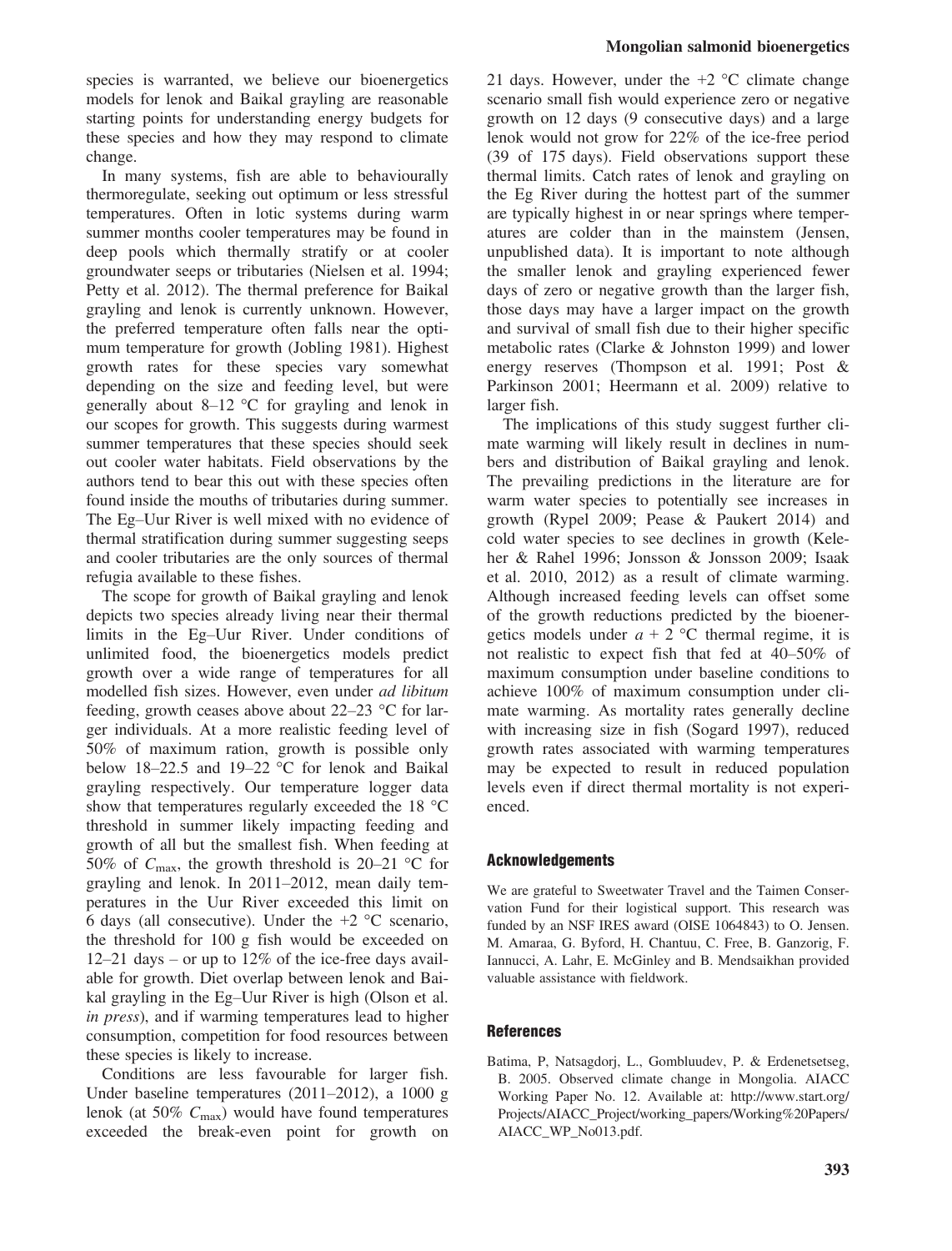species is warranted, we believe our bioenergetics models for lenok and Baikal grayling are reasonable starting points for understanding energy budgets for these species and how they may respond to climate change.

In many systems, fish are able to behaviourally thermoregulate, seeking out optimum or less stressful temperatures. Often in lotic systems during warm summer months cooler temperatures may be found in deep pools which thermally stratify or at cooler groundwater seeps or tributaries (Nielsen et al. 1994; Petty et al. 2012). The thermal preference for Baikal grayling and lenok is currently unknown. However, the preferred temperature often falls near the optimum temperature for growth (Jobling 1981). Highest growth rates for these species vary somewhat depending on the size and feeding level, but were generally about 8–12 °C for grayling and lenok in our scopes for growth. This suggests during warmest summer temperatures that these species should seek out cooler water habitats. Field observations by the authors tend to bear this out with these species often found inside the mouths of tributaries during summer. The Eg–Uur River is well mixed with no evidence of thermal stratification during summer suggesting seeps and cooler tributaries are the only sources of thermal refugia available to these fishes.

The scope for growth of Baikal grayling and lenok depicts two species already living near their thermal limits in the Eg–Uur River. Under conditions of unlimited food, the bioenergetics models predict growth over a wide range of temperatures for all modelled fish sizes. However, even under *ad libitum* feeding, growth ceases above about 22–23 °C for larger individuals. At a more realistic feeding level of 50% of maximum ration, growth is possible only below 18–22.5 and 19–22 °C for lenok and Baikal grayling respectively. Our temperature logger data show that temperatures regularly exceeded the 18 °C threshold in summer likely impacting feeding and growth of all but the smallest fish. When feeding at 50% of $C_{max}$, the growth threshold is 20–21 °C for grayling and lenok. In 2011–2012, mean daily temperatures in the Uur River exceeded this limit on 6 days (all consecutive). Under the +2 °C scenario, the threshold for 100 g fish would be exceeded on 12–21 days – or up to 12% of the ice-free days available for growth. Diet overlap between lenok and Baikal grayling in the Eg–Uur River is high (Olson et al. *in press*), and if warming temperatures lead to higher consumption, competition for food resources between these species is likely to increase.

Conditions are less favourable for larger fish. Under baseline temperatures (2011–2012), a 1000 g lenok (at 50% $C_{max}$) would have found temperatures exceeded the break-even point for growth on 21 days. However, under the +2 °C climate change scenario small fish would experience zero or negative growth on 12 days (9 consecutive days) and a large lenok would not grow for 22% of the ice-free period (39 of 175 days). Field observations support these thermal limits. Catch rates of lenok and grayling on the Eg River during the hottest part of the summer are typically highest in or near springs where temperatures are colder than in the mainstem (Jensen, unpublished data). It is important to note although the smaller lenok and grayling experienced fewer days of zero or negative growth than the larger fish, those days may have a larger impact on the growth and survival of small fish due to their higher specific metabolic rates (Clarke & Johnston 1999) and lower energy reserves (Thompson et al. 1991; Post & Parkinson 2001; Heermann et al. 2009) relative to larger fish.

The implications of this study suggest further climate warming will likely result in declines in numbers and distribution of Baikal grayling and lenok. The prevailing predictions in the literature are for warm water species to potentially see increases in growth (Rypel 2009; Pease & Paukert 2014) and cold water species to see declines in growth (Keleher & Rahel 1996; Jonsson & Jonsson 2009; Isaak et al. 2010, 2012) as a result of climate warming. Although increased feeding levels can offset some of the growth reductions predicted by the bioenergetics models under $a$ + 2 °C thermal regime, it is not realistic to expect fish that fed at 40–50% of maximum consumption under baseline conditions to achieve 100% of maximum consumption under climate warming. As mortality rates generally decline with increasing size in fish (Sogard 1997), reduced growth rates associated with warming temperatures may be expected to result in reduced population levels even if direct thermal mortality is not experienced.

## Acknowledgements

We are grateful to Sweetwater Travel and the Taimen Conservation Fund for their logistical support. This research was funded by an NSF IRES award (OISE 1064843) to O. Jensen. M. Amaraa, G. Byford, H. Chantuu, C. Free, B. Ganzorig, F. Iannucci, A. Lahr, E. McGinley and B. Mendsaikhan provided valuable assistance with fieldwork.

## References

Batima, P, Natsagdorj, L., Gombluudev, P. & Erdenetsetseg, B. 2005. Observed climate change in Mongolia. AIACC Working Paper No. 12. Available at: http://www.start.org/Projects/AIACC_Project/working_papers/Working%20Papers/AIACC_WP_No013.pdf.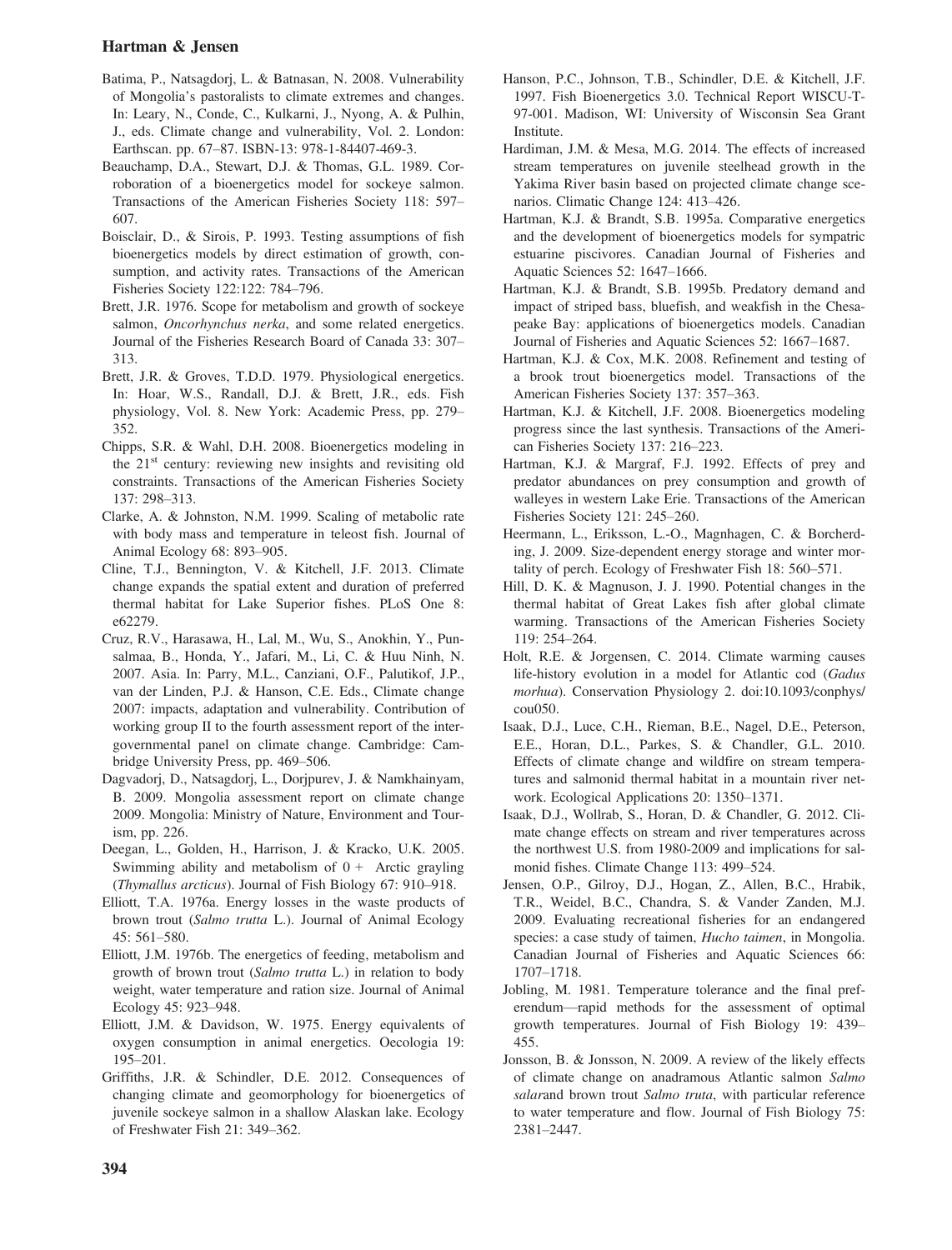Batima, P., Natsagdorj, L. & Batnasan, N. 2008. Vulnerability of Mongolia's pastoralists to climate extremes and changes. In: Leary, N., Conde, C., Kulkarni, J., Nyong, A. & Pulhin, J., eds. Climate change and vulnerability, Vol. 2. London: Earthscan. pp. 67–87. ISBN-13: 978-1-84407-469-3.

Beauchamp, D.A., Stewart, D.J. & Thomas, G.L. 1989. Corroboration of a bioenergetics model for sockeye salmon. Transactions of the American Fisheries Society 118: 597–607.

Boisclair, D., & Sirois, P. 1993. Testing assumptions of fish bioenergetics models by direct estimation of growth, consumption, and activity rates. Transactions of the American Fisheries Society 122:122: 784–796.

Brett, J.R. 1976. Scope for metabolism and growth of sockeye salmon, *Oncorhynchus nerka*, and some related energetics. Journal of the Fisheries Research Board of Canada 33: 307–313.

Brett, J.R. & Groves, T.D.D. 1979. Physiological energetics. In: Hoar, W.S., Randall, D.J. & Brett, J.R., eds. Fish physiology, Vol. 8. New York: Academic Press, pp. 279–352.

Chipps, S.R. & Wahl, D.H. 2008. Bioenergetics modeling in the 21st century: reviewing new insights and revisiting old constraints. Transactions of the American Fisheries Society 137: 298–313.

Clarke, A. & Johnston, N.M. 1999. Scaling of metabolic rate with body mass and temperature in teleost fish. Journal of Animal Ecology 68: 893–905.

Cline, T.J., Bennington, V. & Kitchell, J.F. 2013. Climate change expands the spatial extent and duration of preferred thermal habitat for Lake Superior fishes. PLoS One 8: e62279.

Cruz, R.V., Harasawa, H., Lal, M., Wu, S., Anokhin, Y., Punsalmaa, B., Honda, Y., Jafari, M., Li, C. & Huu Ninh, N. 2007. Asia. In: Parry, M.L., Canziani, O.F., Palutikof, J.P., van der Linden, P.J. & Hanson, C.E. Eds., Climate change 2007: impacts, adaptation and vulnerability. Contribution of working group II to the fourth assessment report of the intergovernmental panel on climate change. Cambridge: Cambridge University Press, pp. 469–506.

Dagvadorj, D., Natsagdorj, L., Dorjpurev, J. & Namkhainyam, B. 2009. Mongolia assessment report on climate change 2009. Mongolia: Ministry of Nature, Environment and Tourism, pp. 226.

Deegan, L., Golden, H., Harrison, J. & Kracko, U.K. 2005. Swimming ability and metabolism of 0+ Arctic grayling (*Thymallus arcticus*). Journal of Fish Biology 67: 910–918.

Elliott, T.A. 1976a. Energy losses in the waste products of brown trout (*Salmo trutta* L.). Journal of Animal Ecology 45: 561–580.

Elliott, J.M. 1976b. The energetics of feeding, metabolism and growth of brown trout (*Salmo trutta* L.) in relation to body weight, water temperature and ration size. Journal of Animal Ecology 45: 923–948.

Elliott, J.M. & Davidson, W. 1975. Energy equivalents of oxygen consumption in animal energetics. Oecologia 19: 195–201.

Griffiths, J.R. & Schindler, D.E. 2012. Consequences of changing climate and geomorphology for bioenergetics of juvenile sockeye salmon in a shallow Alaskan lake. Ecology of Freshwater Fish 21: 349–362.

Hanson, P.C., Johnson, T.B., Schindler, D.E. & Kitchell, J.F. 1997. Fish Bioenergetics 3.0. Technical Report WISCU-T-97-001. Madison, WI: University of Wisconsin Sea Grant Institute.

Hardiman, J.M. & Mesa, M.G. 2014. The effects of increased stream temperatures on juvenile steelhead growth in the Yakima River basin based on projected climate change scenarios. Climatic Change 124: 413–426.

Hartman, K.J. & Brandt, S.B. 1995a. Comparative energetics and the development of bioenergetics models for sympatric estuarine piscivores. Canadian Journal of Fisheries and Aquatic Sciences 52: 1647–1666.

Hartman, K.J. & Brandt, S.B. 1995b. Predatory demand and impact of striped bass, bluefish, and weakfish in the Chesapeake Bay: applications of bioenergetics models. Canadian Journal of Fisheries and Aquatic Sciences 52: 1667–1687.

Hartman, K.J. & Cox, M.K. 2008. Refinement and testing of a brook trout bioenergetics model. Transactions of the American Fisheries Society 137: 357–363.

Hartman, K.J. & Kitchell, J.F. 2008. Bioenergetics modeling progress since the last synthesis. Transactions of the American Fisheries Society 137: 216–223.

Hartman, K.J. & Margraf, F.J. 1992. Effects of prey and predator abundances on prey consumption and growth of walleyes in western Lake Erie. Transactions of the American Fisheries Society 121: 245–260.

Heermann, L., Eriksson, L.-O., Magnhagen, C. & Borcherding, J. 2009. Size-dependent energy storage and winter mortality of perch. Ecology of Freshwater Fish 18: 560–571.

Hill, D. K. & Magnuson, J. J. 1990. Potential changes in the thermal habitat of Great Lakes fish after global climate warming. Transactions of the American Fisheries Society 119: 254–264.

Holt, R.E. & Jorgensen, C. 2014. Climate warming causes life-history evolution in a model for Atlantic cod (*Gadus morhua*). Conservation Physiology 2. doi:10.1093/conphys/cou050.

Isaak, D.J., Luce, C.H., Rieman, B.E., Nagel, D.E., Peterson, E.E., Horan, D.L., Parkes, S. & Chandler, G.L. 2010. Effects of climate change and wildfire on stream temperatures and salmonid thermal habitat in a mountain river network. Ecological Applications 20: 1350–1371.

Isaak, D.J., Wollrab, S., Horan, D. & Chandler, G. 2012. Climate change effects on stream and river temperatures across the northwest U.S. from 1980-2009 and implications for salmonid fishes. Climate Change 113: 499–524.

Jensen, O.P., Gilroy, D.J., Hogan, Z., Allen, B.C., Hrabik, T.R., Weidel, B.C., Chandra, S. & Vander Zanden, M.J. 2009. Evaluating recreational fisheries for an endangered species: a case study of taimen, *Hucho taimen*, in Mongolia. Canadian Journal of Fisheries and Aquatic Sciences 66: 1707–1718.

Jobling, M. 1981. Temperature tolerance and the final preferendum—rapid methods for the assessment of optimal growth temperatures. Journal of Fish Biology 19: 439–455.

Jonsson, B. & Jonsson, N. 2009. A review of the likely effects of climate change on anadramous Atlantic salmon *Salmo salar*and brown trout *Salmo truta*, with particular reference to water temperature and flow. Journal of Fish Biology 75: 2381–2447.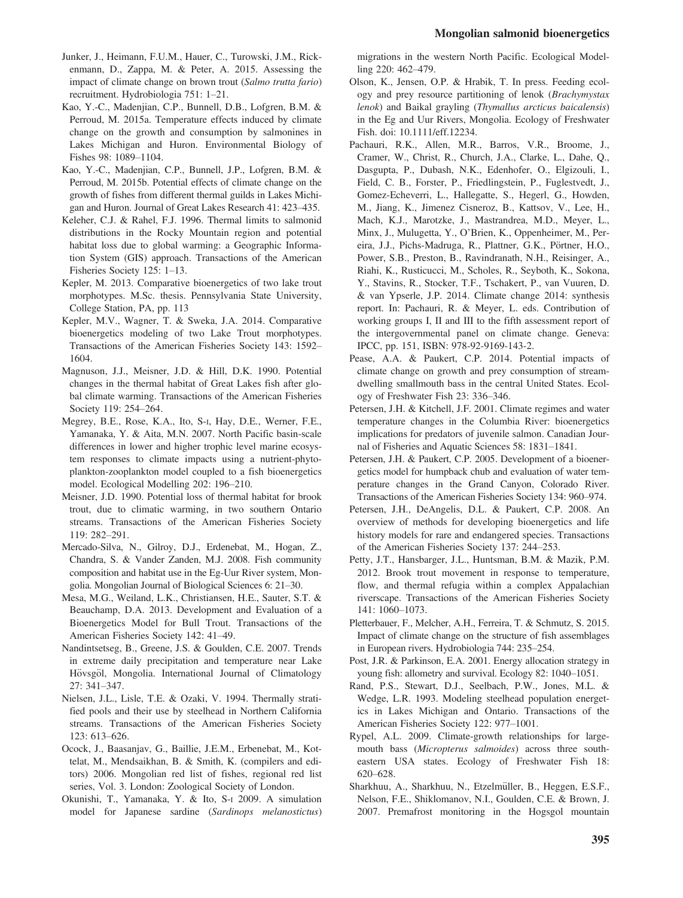Junker, J., Heimann, F.U.M., Hauer, C., Turowski, J.M., Rickenmann, D., Zappa, M. & Peter, A. 2015. Assessing the impact of climate change on brown trout (*Salmo trutta fario*) recruitment. Hydrobiologia 751: 1–21.

Kao, Y.-C., Madenjian, C.P., Bunnell, D.B., Lofgren, B.M. & Perroud, M. 2015a. Temperature effects induced by climate change on the growth and consumption by salmonines in Lakes Michigan and Huron. Environmental Biology of Fishes 98: 1089–1104.

Kao, Y.-C., Madenjian, C.P., Bunnell, J.P., Lofgren, B.M. & Perroud, M. 2015b. Potential effects of climate change on the growth of fishes from different thermal guilds in Lakes Michigan and Huron. Journal of Great Lakes Research 41: 423–435.

Keleher, C.J. & Rahel, F.J. 1996. Thermal limits to salmonid distributions in the Rocky Mountain region and potential habitat loss due to global warming: a Geographic Information System (GIS) approach. Transactions of the American Fisheries Society 125: 1–13.

Kepler, M. 2013. Comparative bioenergetics of two lake trout morphotypes. M.Sc. thesis. Pennsylvania State University, College Station, PA, pp. 113

Kepler, M.V., Wagner, T. & Sweka, J.A. 2014. Comparative bioenergetics modeling of two Lake Trout morphotypes. Transactions of the American Fisheries Society 143: 1592–1604.

Magnuson, J.J., Meisner, J.D. & Hill, D.K. 1990. Potential changes in the thermal habitat of Great Lakes fish after global climate warming. Transactions of the American Fisheries Society 119: 254–264.

Megrey, B.E., Rose, K.A., Ito, S-I, Hay, D.E., Werner, F.E., Yamanaka, Y. & Aita, M.N. 2007. North Pacific basin-scale differences in lower and higher trophic level marine ecosystem responses to climate impacts using a nutrient-phytoplankton-zooplankton model coupled to a fish bioenergetics model. Ecological Modelling 202: 196–210.

Meisner, J.D. 1990. Potential loss of thermal habitat for brook trout, due to climatic warming, in two southern Ontario streams. Transactions of the American Fisheries Society 119: 282–291.

Mercado-Silva, N., Gilroy, D.J., Erdenebat, M., Hogan, Z., Chandra, S. & Vander Zanden, M.J. 2008. Fish community composition and habitat use in the Eg-Uur River system, Mongolia. Mongolian Journal of Biological Sciences 6: 21–30.

Mesa, M.G., Weiland, L.K., Christiansen, H.E., Sauter, S.T. & Beauchamp, D.A. 2013. Development and Evaluation of a Bioenergetics Model for Bull Trout. Transactions of the American Fisheries Society 142: 41–49.

Nandintsetseg, B., Greene, J.S. & Goulden, C.E. 2007. Trends in extreme daily precipitation and temperature near Lake Hövsgöl, Mongolia. International Journal of Climatology 27: 341–347.

Nielsen, J.L., Lisle, T.E. & Ozaki, V. 1994. Thermally stratified pools and their use by steelhead in Northern California streams. Transactions of the American Fisheries Society 123: 613–626.

Ocock, J., Baasanjav, G., Baillie, J.E.M., Erbenebat, M., Kottelat, M., Mendsaikhan, B. & Smith, K. (compilers and editors) 2006. Mongolian red list of fishes, regional red list series, Vol. 3. London: Zoological Society of London.

Okunishi, T., Yamanaka, Y. & Ito, S-I 2009. A simulation model for Japanese sardine (*Sardinops melanostictus*) migrations in the western North Pacific. Ecological Modelling 220: 462–479.

Olson, K., Jensen, O.P. & Hrabik, T. In press. Feeding ecology and prey resource partitioning of lenok (*Brachymystax lenok*) and Baikal grayling (*Thymallus arcticus baicalensis*) in the Eg and Uur Rivers, Mongolia. Ecology of Freshwater Fish. doi: 10.1111/eff.12234.

Pachauri, R.K., Allen, M.R., Barros, V.R., Broome, J., Cramer, W., Christ, R., Church, J.A., Clarke, L., Dahe, Q., Dasgupta, P., Dubash, N.K., Edenhofer, O., Elgizouli, I., Field, C. B., Forster, P., Friedlingstein, P., Fuglestvedt, J., Gomez-Echeverri, L., Hallegatte, S., Hegerl, G., Howden, M., Jiang, K., Jimenez Cisneroz, B., Kattsov, V., Lee, H., Mach, K.J., Marotzke, J., Mastrandrea, M.D., Meyer, L., Minx, J., Mulugetta, Y., O'Brien, K., Oppenheimer, M., Pereira, J.J., Pichs-Madruga, R., Plattner, G.K., Pörtner, H.O., Power, S.B., Preston, B., Ravindranath, N.H., Reisinger, A., Riahi, K., Rusticucci, M., Scholes, R., Seyboth, K., Sokona, Y., Stavins, R., Stocker, T.F., Tschakert, P., van Vuuren, D. & van Ypserle, J.P. 2014. Climate change 2014: synthesis report. In: Pachauri, R. & Meyer, L. eds. Contribution of working groups I, II and III to the fifth assessment report of the intergovernmental panel on climate change. Geneva: IPCC, pp. 151, ISBN: 978-92-9169-143-2.

Pease, A.A. & Paukert, C.P. 2014. Potential impacts of climate change on growth and prey consumption of stream-dwelling smallmouth bass in the central United States. Ecology of Freshwater Fish 23: 336–346.

Petersen, J.H. & Kitchell, J.F. 2001. Climate regimes and water temperature changes in the Columbia River: bioenergetics implications for predators of juvenile salmon. Canadian Journal of Fisheries and Aquatic Sciences 58: 1831–1841.

Petersen, J.H. & Paukert, C.P. 2005. Development of a bioenergetics model for humpback chub and evaluation of water temperature changes in the Grand Canyon, Colorado River. Transactions of the American Fisheries Society 134: 960–974.

Petersen, J.H., DeAngelis, D.L. & Paukert, C.P. 2008. An overview of methods for developing bioenergetics and life history models for rare and endangered species. Transactions of the American Fisheries Society 137: 244–253.

Petty, J.T., Hansbarger, J.L., Huntsman, B.M. & Mazik, P.M. 2012. Brook trout movement in response to temperature, flow, and thermal refugia within a complex Appalachian riverscape. Transactions of the American Fisheries Society 141: 1060–1073.

Pletterbauer, F., Melcher, A.H., Ferreira, T. & Schmutz, S. 2015. Impact of climate change on the structure of fish assemblages in European rivers. Hydrobiologia 744: 235–254.

Post, J.R. & Parkinson, E.A. 2001. Energy allocation strategy in young fish: allometry and survival. Ecology 82: 1040–1051.

Rand, P.S., Stewart, D.J., Seelbach, P.W., Jones, M.L. & Wedge, L.R. 1993. Modeling steelhead population energetics in Lakes Michigan and Ontario. Transactions of the American Fisheries Society 122: 977–1001.

Rypel, A.L. 2009. Climate-growth relationships for largemouth bass (*Micropterus salmoides*) across three southeastern USA states. Ecology of Freshwater Fish 18: 620–628.

Sharkhuu, A., Sharkhuu, N., Etzelmüller, B., Heggen, E.S.F., Nelson, F.E., Shiklomanov, N.I., Goulden, C.E. & Brown, J. 2007. Premafrost monitoring in the Hogsgol mountain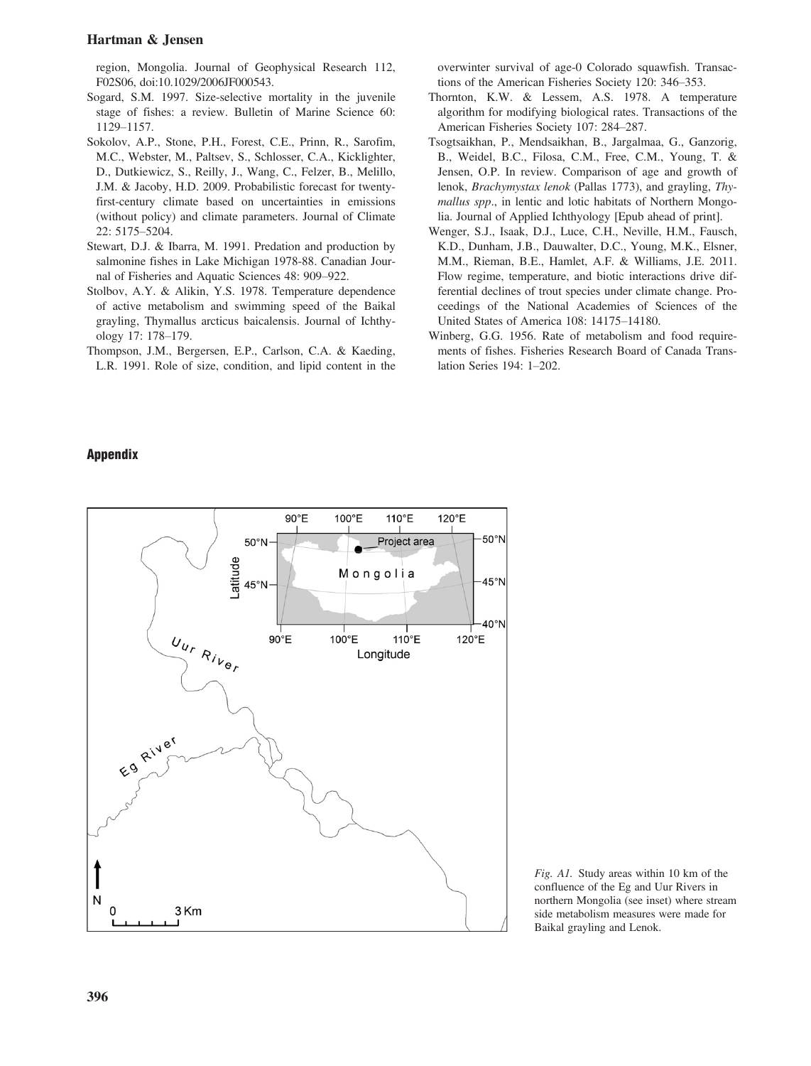region, Mongolia. Journal of Geophysical Research 112, F02S06, doi:10.1029/2006JF000543.

Sogard, S.M. 1997. Size-selective mortality in the juvenile stage of fishes: a review. Bulletin of Marine Science 60: 1129–1157.

Sokolov, A.P., Stone, P.H., Forest, C.E., Prinn, R., Sarofim, M.C., Webster, M., Paltsev, S., Schlosser, C.A., Kicklighter, D., Dutkiewicz, S., Reilly, J., Wang, C., Felzer, B., Melillo, J.M. & Jacoby, H.D. 2009. Probabilistic forecast for twenty-first-century climate based on uncertainties in emissions (without policy) and climate parameters. Journal of Climate 22: 5175–5204.

Stewart, D.J. & Ibarra, M. 1991. Predation and production by salmonine fishes in Lake Michigan 1978-88. Canadian Journal of Fisheries and Aquatic Sciences 48: 909–922.

Stolbov, A.Y. & Alikin, Y.S. 1978. Temperature dependence of active metabolism and swimming speed of the Baikal grayling, Thymallus arcticus baicalensis. Journal of Ichthyology 17: 178–179.

Thompson, J.M., Bergersen, E.P., Carlson, C.A. & Kaeding, L.R. 1991. Role of size, condition, and lipid content in the overwinter survival of age-0 Colorado squawfish. Transactions of the American Fisheries Society 120: 346–353.

Thornton, K.W. & Lessem, A.S. 1978. A temperature algorithm for modifying biological rates. Transactions of the American Fisheries Society 107: 284–287.

Tsogtsaikhan, P., Mendsaikhan, B., Jargalmaa, G., Ganzorig, B., Weidel, B.C., Filosa, C.M., Free, C.M., Young, T. & Jensen, O.P. In review. Comparison of age and growth of lenok, *Brachymystax lenok* (Pallas 1773), and grayling, *Thymallus spp*., in lentic and lotic habitats of Northern Mongolia. Journal of Applied Ichthyology [Epub ahead of print].

Wenger, S.J., Isaak, D.J., Luce, C.H., Neville, H.M., Fausch, K.D., Dunham, J.B., Dauwalter, D.C., Young, M.K., Elsner, M.M., Rieman, B.E., Hamlet, A.F. & Williams, J.E. 2011. Flow regime, temperature, and biotic interactions drive differential declines of trout species under climate change. Proceedings of the National Academies of Sciences of the United States of America 108: 14175–14180.

Winberg, G.G. 1956. Rate of metabolism and food requirements of fishes. Fisheries Research Board of Canada Translation Series 194: 1–202.

## Appendix

90°E
100°E
110°E
120°E
50°N
Project area
50°N
Latitude
Mongolia
45°N
45°N
40°N
90°E
100°E
110°E
120°E
Longitude
Uur River
Eg River
N
0
3 Km

*Fig. A1.* Study areas within 10 km of the confluence of the Eg and Uur Rivers in northern Mongolia (see inset) where stream side metabolism measures were made for Baikal grayling and Lenok.